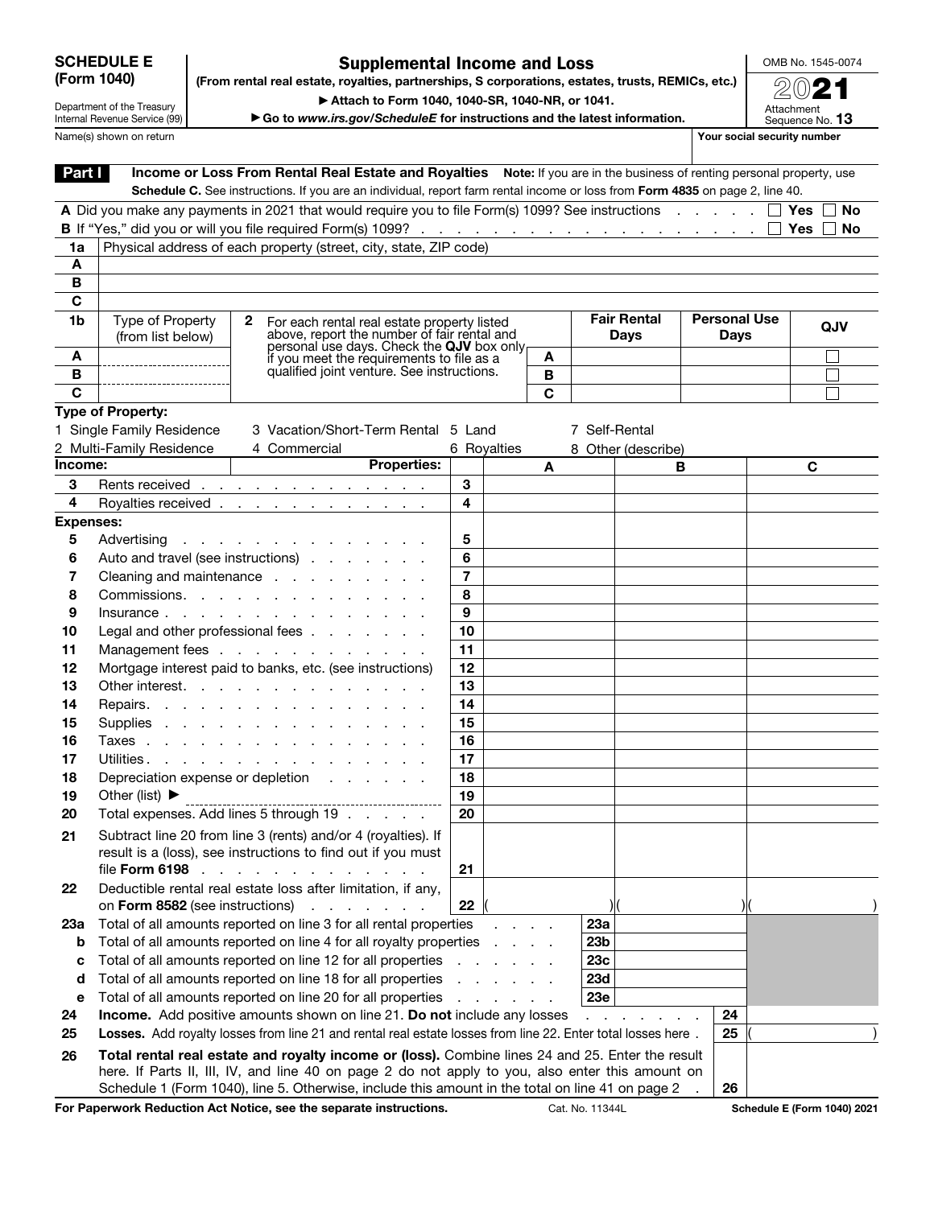# SCHEDULE E (Form 1040)

Department of the Treasury
Internal Revenue Service (99)

## Supplemental Income and Loss

**(From rental real estate, royalties, partnerships, S corporations, estates, trusts, REMICs, etc.)**

▶ Attach to Form 1040, 1040-SR, 1040-NR, or 1041.

▶ Go to *www.irs.gov/ScheduleE* for instructions and the latest information.

OMB No. 1545-0074

2021

Attachment Sequence No. **13**

Name(s) shown on return | **Your social security number**

## Part I Income or Loss From Rental Real Estate and Royalties

**Note:** If you are in the business of renting personal property, use **Schedule C.** See instructions. If you are an individual, report farm rental income or loss from **Form 4835** on page 2, line 40.

**A** Did you make any payments in 2021 that would require you to file Form(s) 1099? See instructions . . . . . . ☐ **Yes** ☐ **No**

**B** If "Yes," did you or will you file required Form(s) 1099? . . . . . . ☐ **Yes** ☐ **No**

| **1a** | Physical address of each property (street, city, state, ZIP code) |
|---|---|
| **A** | |
| **B** | |
| **C** | |

| **1b** | Type of Property (from list below) | **2** For each rental real estate property listed above, report the number of fair rental and personal use days. Check the **QJV** box only if you meet the requirements to file as a qualified joint venture. See instructions. | | **Fair Rental Days** | **Personal Use Days** | **QJV** |
|---|---|---|---|---|---|---|
| **A** | | | **A** | | | ☐ |
| **B** | | | **B** | | | ☐ |
| **C** | | | **C** | | | ☐ |

**Type of Property:**

1 Single Family Residence | 3 Vacation/Short-Term Rental | 5 Land | 7 Self-Rental
2 Multi-Family Residence | 4 Commercial | 6 Royalties | 8 Other (describe)

| | **Income:** **Properties:** | | **A** | **B** | **C** |
|---|---|---|---|---|---|
| **3** | Rents received . . . . . . | **3** | | | |
| **4** | Royalties received . . . . . . | **4** | | | |
| | **Expenses:** | | | | |
| **5** | Advertising . . . . . . | **5** | | | |
| **6** | Auto and travel (see instructions) . . . . . . | **6** | | | |
| **7** | Cleaning and maintenance . . . . . . | **7** | | | |
| **8** | Commissions. . . . . . | **8** | | | |
| **9** | Insurance . . . . . . | **9** | | | |
| **10** | Legal and other professional fees . . . . . . | **10** | | | |
| **11** | Management fees . . . . . . | **11** | | | |
| **12** | Mortgage interest paid to banks, etc. (see instructions) | **12** | | | |
| **13** | Other interest. . . . . . | **13** | | | |
| **14** | Repairs. . . . . . | **14** | | | |
| **15** | Supplies . . . . . . | **15** | | | |
| **16** | Taxes . . . . . . | **16** | | | |
| **17** | Utilities. . . . . . | **17** | | | |
| **18** | Depreciation expense or depletion . . . . . . | **18** | | | |
| **19** | Other (list) ▶ | **19** | | | |
| **20** | Total expenses. Add lines 5 through 19 . . . . . . | **20** | | | |
| **21** | Subtract line 20 from line 3 (rents) and/or 4 (royalties). If result is a (loss), see instructions to find out if you must file **Form 6198** . . . . . . | **21** | | | |
| **22** | Deductible rental real estate loss after limitation, if any, on **Form 8582** (see instructions) . . . . . . | **22** | ( ) | ( ) | ( ) |

| | | | | | |
|---|---|---|---|---|---|
| **23a** | Total of all amounts reported on line 3 for all rental properties . . . . | **23a** | | | |
| **b** | Total of all amounts reported on line 4 for all royalty properties . . . . | **23b** | | | |
| **c** | Total of all amounts reported on line 12 for all properties . . . . | **23c** | | | |
| **d** | Total of all amounts reported on line 18 for all properties . . . . | **23d** | | | |
| **e** | Total of all amounts reported on line 20 for all properties . . . . | **23e** | | | |
| **24** | **Income.** Add positive amounts shown on line 21. **Do not** include any losses . . . . | | | **24** | |
| **25** | **Losses.** Add royalty losses from line 21 and rental real estate losses from line 22. Enter total losses here . | | | **25** | ( ) |
| **26** | **Total rental real estate and royalty income or (loss).** Combine lines 24 and 25. Enter the result here. If Parts II, III, IV, and line 40 on page 2 do not apply to you, also enter this amount on Schedule 1 (Form 1040), line 5. Otherwise, include this amount in the total on line 41 on page 2 . | | | **26** | |

**For Paperwork Reduction Act Notice, see the separate instructions.** Cat. No. 11344L **Schedule E (Form 1040) 2021**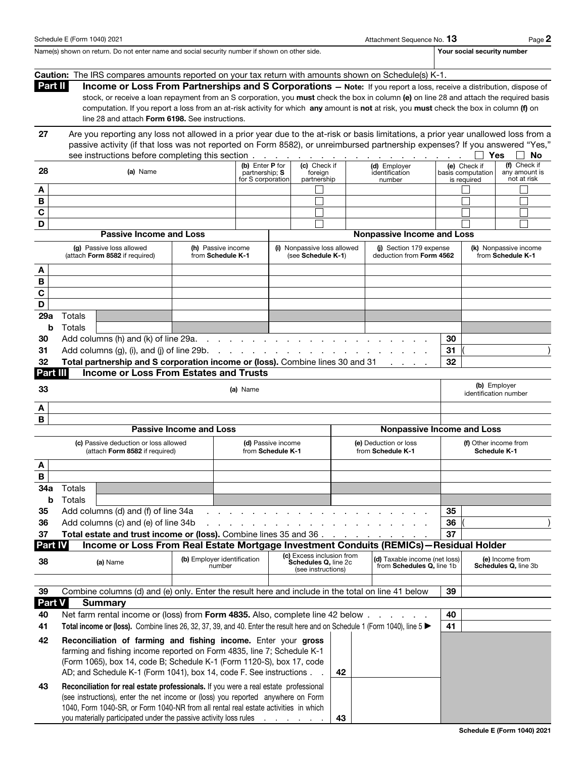Schedule E (Form 1040) 2021 — Attachment Sequence No. **13**

Name(s) shown on return. Do not enter name and social security number if shown on other side. | **Your social security number**

**Caution:** The IRS compares amounts reported on your tax return with amounts shown on Schedule(s) K-1.

## Part II Income or Loss From Partnerships and S Corporations

**Note:** If you report a loss, receive a distribution, dispose of stock, or receive a loan repayment from an S corporation, you **must** check the box in column **(e)** on line 28 and attach the required basis computation. If you report a loss from an at-risk activity for which **any** amount is **not** at risk, you **must** check the box in column **(f)** on line 28 and attach **Form 6198.** See instructions.

**27** Are you reporting any loss not allowed in a prior year due to the at-risk or basis limitations, a prior year unallowed loss from a passive activity (if that loss was not reported on Form 8582), or unreimbursed partnership expenses? If you answered "Yes," see instructions before completing this section . . . ☐ **Yes** ☐ **No**

| 28 | (a) Name | (b) Enter **P** for partnership; **S** for S corporation | (c) Check if foreign partnership | (d) Employer identification number | (e) Check if basis computation is required | (f) Check if any amount is not at risk |
|---|---|---|---|---|---|---|
| A | | | ☐ | | ☐ | ☐ |
| B | | | ☐ | | ☐ | ☐ |
| C | | | ☐ | | ☐ | ☐ |
| D | | | ☐ | | ☐ | ☐ |

| | Passive Income and Loss | | Nonpassive Income and Loss | | |
|---|---|---|---|---|---|
| | (g) Passive loss allowed (attach **Form 8582** if required) | (h) Passive income from **Schedule K-1** | (i) Nonpassive loss allowed (see **Schedule K-1**) | (j) Section 179 expense deduction from **Form 4562** | (k) Nonpassive income from **Schedule K-1** |
| A | | | | | |
| B | | | | | |
| C | | | | | |
| D | | | | | |
| 29a Totals | | | | | |
| b Totals | | | | | |

| | | | |
|---|---|---|---|
| 30 | Add columns (h) and (k) of line 29a . . . | 30 | |
| 31 | Add columns (g), (i), and (j) of line 29b . . . | 31 | ( ) |
| 32 | **Total partnership and S corporation income or (loss).** Combine lines 30 and 31 . . . | 32 | |

## Part III Income or Loss From Estates and Trusts

| 33 | (a) Name | (b) Employer identification number |
|---|---|---|
| A | | |
| B | | |

| | Passive Income and Loss | | Nonpassive Income and Loss | |
|---|---|---|---|---|
| | (c) Passive deduction or loss allowed (attach **Form 8582** if required) | (d) Passive income from **Schedule K-1** | (e) Deduction or loss from **Schedule K-1** | (f) Other income from **Schedule K-1** |
| A | | | | |
| B | | | | |
| 34a Totals | | | | |
| b Totals | | | | |

| | | | |
|---|---|---|---|
| 35 | Add columns (d) and (f) of line 34a . . . | 35 | |
| 36 | Add columns (c) and (e) of line 34b . . . | 36 | ( ) |
| 37 | **Total estate and trust income or (loss).** Combine lines 35 and 36 . . . | 37 | |

## Part IV Income or Loss From Real Estate Mortgage Investment Conduits (REMICs)—Residual Holder

| 38 | (a) Name | (b) Employer identification number | (c) Excess inclusion from **Schedules Q,** line 2c (see instructions) | (d) Taxable income (net loss) from **Schedules Q,** line 1b | (e) Income from **Schedules Q,** line 3b |
|---|---|---|---|---|---|
| | | | | | |

| | | | |
|---|---|---|---|
| 39 | Combine columns (d) and (e) only. Enter the result here and include in the total on line 41 below | 39 | |

## Part V Summary

| | | | |
|---|---|---|---|
| 40 | Net farm rental income or (loss) from **Form 4835.** Also, complete line 42 below . . . | 40 | |
| 41 | **Total income or (loss).** Combine lines 26, 32, 37, 39, and 40. Enter the result here and on Schedule 1 (Form 1040), line 5 ▶ | 41 | |
| 42 | **Reconciliation of farming and fishing income.** Enter your **gross** farming and fishing income reported on Form 4835, line 7; Schedule K-1 (Form 1065), box 14, code B; Schedule K-1 (Form 1120-S), box 17, code AD; and Schedule K-1 (Form 1041), box 14, code F. See instructions . . | 42 | |
| 43 | **Reconciliation for real estate professionals.** If you were a real estate professional (see instructions), enter the net income or (loss) you reported anywhere on Form 1040, Form 1040-SR, or Form 1040-NR from all rental real estate activities in which you materially participated under the passive activity loss rules . . . | 43 | |

**Schedule E (Form 1040) 2021**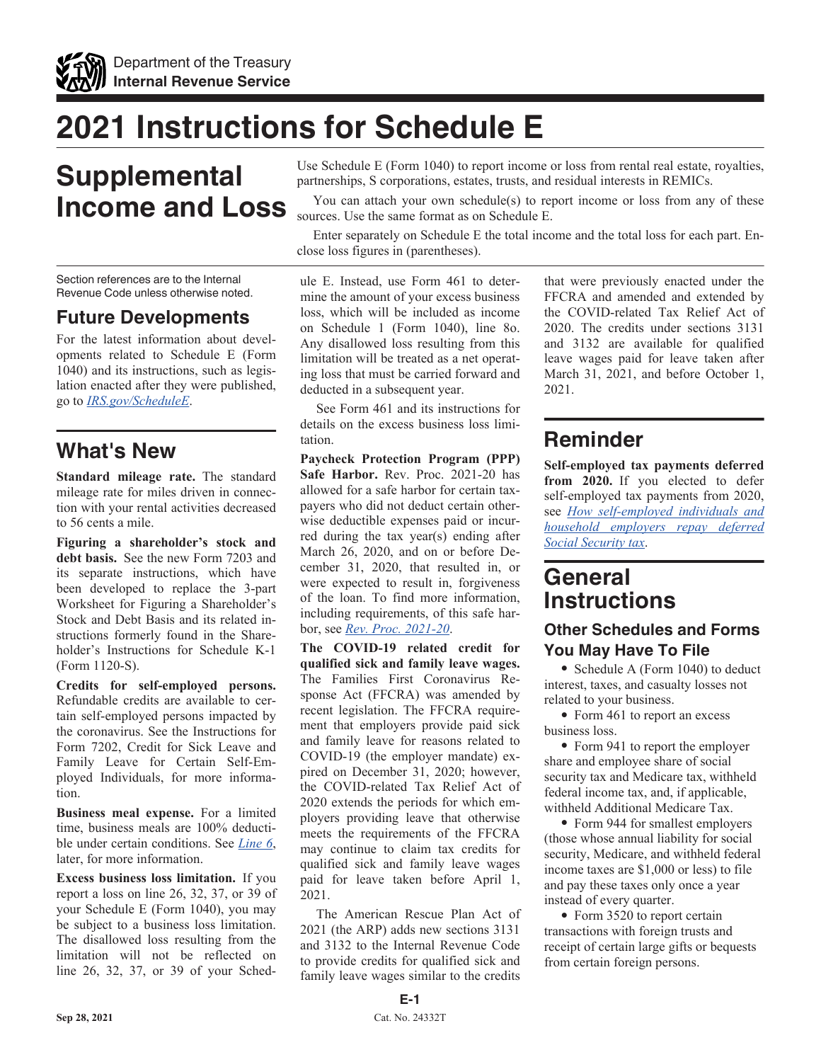# 2021 Instructions for Schedule E

# Supplemental Income and Loss

Use Schedule E (Form 1040) to report income or loss from rental real estate, royalties, partnerships, S corporations, estates, trusts, and residual interests in REMICs.

You can attach your own schedule(s) to report income or loss from any of these sources. Use the same format as on Schedule E.

Enter separately on Schedule E the total income and the total loss for each part. Enclose loss figures in (parentheses).

Section references are to the Internal Revenue Code unless otherwise noted.

## Future Developments

For the latest information about developments related to Schedule E (Form 1040) and its instructions, such as legislation enacted after they were published, go to *IRS.gov/ScheduleE*.

## What's New

**Standard mileage rate.** The standard mileage rate for miles driven in connection with your rental activities decreased to 56 cents a mile.

**Figuring a shareholder's stock and debt basis.** See the new Form 7203 and its separate instructions, which have been developed to replace the 3-part Worksheet for Figuring a Shareholder's Stock and Debt Basis and its related instructions formerly found in the Shareholder's Instructions for Schedule K-1 (Form 1120-S).

**Credits for self-employed persons.** Refundable credits are available to certain self-employed persons impacted by the coronavirus. See the Instructions for Form 7202, Credit for Sick Leave and Family Leave for Certain Self-Employed Individuals, for more information.

**Business meal expense.** For a limited time, business meals are 100% deductible under certain conditions. See *Line 6*, later, for more information.

**Excess business loss limitation.** If you report a loss on line 26, 32, 37, or 39 of your Schedule E (Form 1040), you may be subject to a business loss limitation. The disallowed loss resulting from the limitation will not be reflected on line 26, 32, 37, or 39 of your Schedule E. Instead, use Form 461 to determine the amount of your excess business loss, which will be included as income on Schedule 1 (Form 1040), line 8o. Any disallowed loss resulting from this limitation will be treated as a net operating loss that must be carried forward and deducted in a subsequent year.

See Form 461 and its instructions for details on the excess business loss limitation.

**Paycheck Protection Program (PPP) Safe Harbor.** Rev. Proc. 2021-20 has allowed for a safe harbor for certain taxpayers who did not deduct certain otherwise deductible expenses paid or incurred during the tax year(s) ending after March 26, 2020, and on or before December 31, 2020, that resulted in, or were expected to result in, forgiveness of the loan. To find more information, including requirements, of this safe harbor, see *Rev. Proc. 2021-20*.

**The COVID-19 related credit for qualified sick and family leave wages.** The Families First Coronavirus Response Act (FFCRA) was amended by recent legislation. The FFCRA requirement that employers provide paid sick and family leave for reasons related to COVID-19 (the employer mandate) expired on December 31, 2020; however, the COVID-related Tax Relief Act of 2020 extends the periods for which employers providing leave that otherwise meets the requirements of the FFCRA may continue to claim tax credits for qualified sick and family leave wages paid for leave taken before April 1, 2021.

The American Rescue Plan Act of 2021 (the ARP) adds new sections 3131 and 3132 to the Internal Revenue Code to provide credits for qualified sick and family leave wages similar to the credits that were previously enacted under the FFCRA and amended and extended by the COVID-related Tax Relief Act of 2020. The credits under sections 3131 and 3132 are available for qualified leave wages paid for leave taken after March 31, 2021, and before October 1, 2021.

## Reminder

**Self-employed tax payments deferred from 2020.** If you elected to defer self-employed tax payments from 2020, see *How self-employed individuals and household employers repay deferred Social Security tax*.

## General Instructions

### Other Schedules and Forms You May Have To File

- Schedule A (Form 1040) to deduct interest, taxes, and casualty losses not related to your business.
- Form 461 to report an excess business loss.
- Form 941 to report the employer share and employee share of social security tax and Medicare tax, withheld federal income tax, and, if applicable, withheld Additional Medicare Tax.
- Form 944 for smallest employers (those whose annual liability for social security, Medicare, and withheld federal income taxes are $1,000 or less) to file and pay these taxes only once a year instead of every quarter.
- Form 3520 to report certain transactions with foreign trusts and receipt of certain large gifts or bequests from certain foreign persons.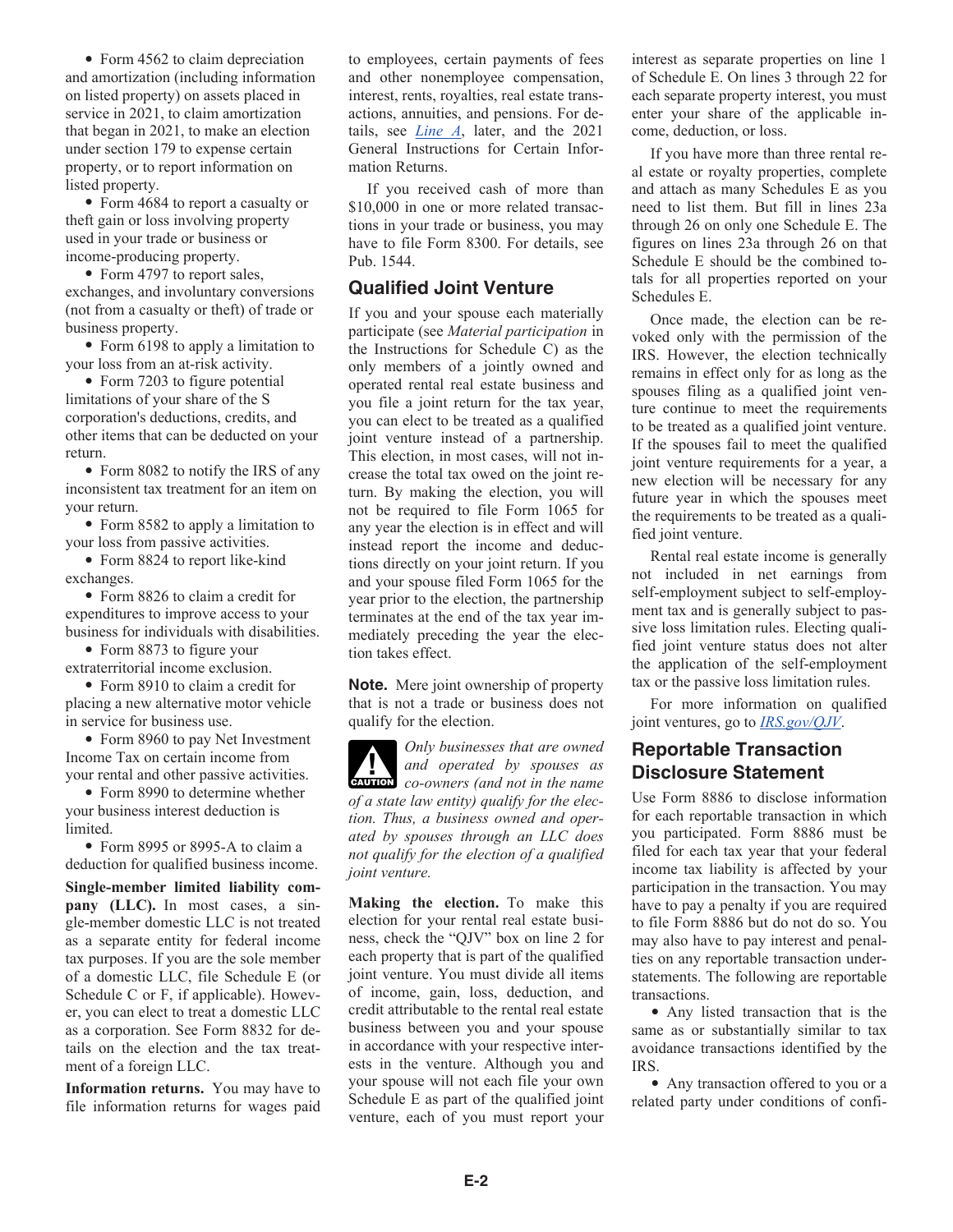- Form 4562 to claim depreciation and amortization (including information on listed property) on assets placed in service in 2021, to claim amortization that began in 2021, to make an election under section 179 to expense certain property, or to report information on listed property.
- Form 4684 to report a casualty or theft gain or loss involving property used in your trade or business or income-producing property.
- Form 4797 to report sales, exchanges, and involuntary conversions (not from a casualty or theft) of trade or business property.
- Form 6198 to apply a limitation to your loss from an at-risk activity.
- Form 7203 to figure potential limitations of your share of the S corporation's deductions, credits, and other items that can be deducted on your return.
- Form 8082 to notify the IRS of any inconsistent tax treatment for an item on your return.
- Form 8582 to apply a limitation to your loss from passive activities.
- Form 8824 to report like-kind exchanges.
- Form 8826 to claim a credit for expenditures to improve access to your business for individuals with disabilities.
- Form 8873 to figure your extraterritorial income exclusion.
- Form 8910 to claim a credit for placing a new alternative motor vehicle in service for business use.
- Form 8960 to pay Net Investment Income Tax on certain income from your rental and other passive activities.
- Form 8990 to determine whether your business interest deduction is limited.
- Form 8995 or 8995-A to claim a deduction for qualified business income.

**Single-member limited liability company (LLC).** In most cases, a single-member domestic LLC is not treated as a separate entity for federal income tax purposes. If you are the sole member of a domestic LLC, file Schedule E (or Schedule C or F, if applicable). However, you can elect to treat a domestic LLC as a corporation. See Form 8832 for details on the election and the tax treatment of a foreign LLC.

**Information returns.** You may have to file information returns for wages paid to employees, certain payments of fees and other nonemployee compensation, interest, rents, royalties, real estate transactions, annuities, and pensions. For details, see *Line A*, later, and the 2021 General Instructions for Certain Information Returns.

If you received cash of more than $10,000 in one or more related transactions in your trade or business, you may have to file Form 8300. For details, see Pub. 1544.

## Qualified Joint Venture

If you and your spouse each materially participate (see *Material participation* in the Instructions for Schedule C) as the only members of a jointly owned and operated rental real estate business and you file a joint return for the tax year, you can elect to be treated as a qualified joint venture instead of a partnership. This election, in most cases, will not increase the total tax owed on the joint return. By making the election, you will not be required to file Form 1065 for any year the election is in effect and will instead report the income and deductions directly on your joint return. If you and your spouse filed Form 1065 for the year prior to the election, the partnership terminates at the end of the tax year immediately preceding the year the election takes effect.

**Note.** Mere joint ownership of property that is not a trade or business does not qualify for the election.

**CAUTION:** *Only businesses that are owned and operated by spouses as co-owners (and not in the name of a state law entity) qualify for the election. Thus, a business owned and operated by spouses through an LLC does not qualify for the election of a qualified joint venture.*

**Making the election.** To make this election for your rental real estate business, check the "QJV" box on line 2 for each property that is part of the qualified joint venture. You must divide all items of income, gain, loss, deduction, and credit attributable to the rental real estate business between you and your spouse in accordance with your respective interests in the venture. Although you and your spouse will not each file your own Schedule E as part of the qualified joint venture, each of you must report your interest as separate properties on line 1 of Schedule E. On lines 3 through 22 for each separate property interest, you must enter your share of the applicable income, deduction, or loss.

If you have more than three rental real estate or royalty properties, complete and attach as many Schedules E as you need to list them. But fill in lines 23a through 26 on only one Schedule E. The figures on lines 23a through 26 on that Schedule E should be the combined totals for all properties reported on your Schedules E.

Once made, the election can be revoked only with the permission of the IRS. However, the election technically remains in effect only for as long as the spouses filing as a qualified joint venture continue to meet the requirements to be treated as a qualified joint venture. If the spouses fail to meet the qualified joint venture requirements for a year, a new election will be necessary for any future year in which the spouses meet the requirements to be treated as a qualified joint venture.

Rental real estate income is generally not included in net earnings from self-employment subject to self-employment tax and is generally subject to passive loss limitation rules. Electing qualified joint venture status does not alter the application of the self-employment tax or the passive loss limitation rules.

For more information on qualified joint ventures, go to *IRS.gov/QJV*.

## Reportable Transaction Disclosure Statement

Use Form 8886 to disclose information for each reportable transaction in which you participated. Form 8886 must be filed for each tax year that your federal income tax liability is affected by your participation in the transaction. You may have to pay a penalty if you are required to file Form 8886 but do not do so. You may also have to pay interest and penalties on any reportable transaction understatements. The following are reportable transactions.

- Any listed transaction that is the same as or substantially similar to tax avoidance transactions identified by the IRS.
- Any transaction offered to you or a related party under conditions of confi-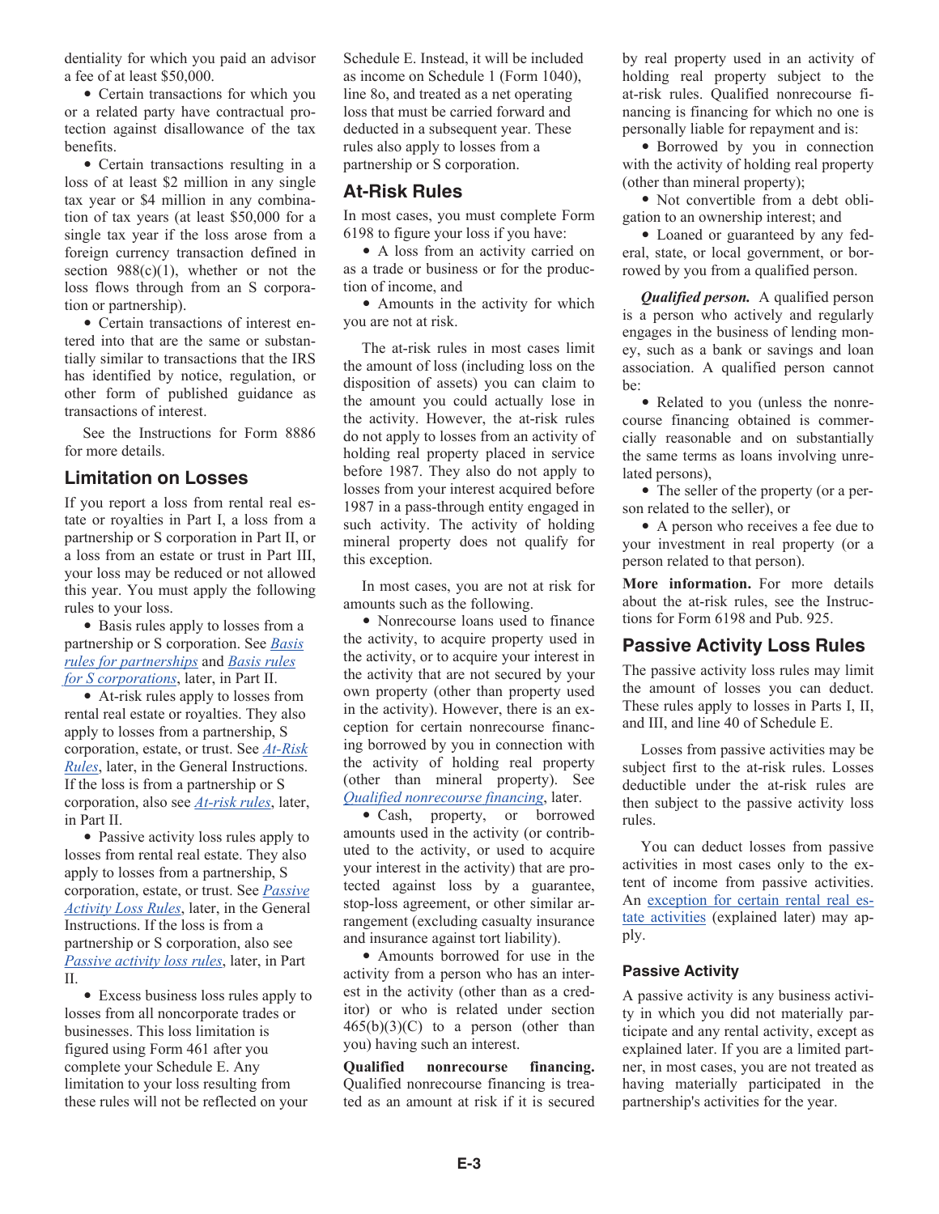dentiality for which you paid an advisor a fee of at least $50,000.

- Certain transactions for which you or a related party have contractual protection against disallowance of the tax benefits.
- Certain transactions resulting in a loss of at least $2 million in any single tax year or $4 million in any combination of tax years (at least $50,000 for a single tax year if the loss arose from a foreign currency transaction defined in section 988(c)(1), whether or not the loss flows through from an S corporation or partnership).
- Certain transactions of interest entered into that are the same or substantially similar to transactions that the IRS has identified by notice, regulation, or other form of published guidance as transactions of interest.

See the Instructions for Form 8886 for more details.

## Limitation on Losses

If you report a loss from rental real estate or royalties in Part I, a loss from a partnership or S corporation in Part II, or a loss from an estate or trust in Part III, your loss may be reduced or not allowed this year. You must apply the following rules to your loss.

- Basis rules apply to losses from a partnership or S corporation. See *Basis rules for partnerships* and *Basis rules for S corporations*, later, in Part II.
- At-risk rules apply to losses from rental real estate or royalties. They also apply to losses from a partnership, S corporation, estate, or trust. See *At-Risk Rules*, later, in the General Instructions. If the loss is from a partnership or S corporation, also see *At-risk rules*, later, in Part II.
- Passive activity loss rules apply to losses from rental real estate. They also apply to losses from a partnership, S corporation, estate, or trust. See *Passive Activity Loss Rules*, later, in the General Instructions. If the loss is from a partnership or S corporation, also see *Passive activity loss rules*, later, in Part II.
- Excess business loss rules apply to losses from all noncorporate trades or businesses. This loss limitation is figured using Form 461 after you complete your Schedule E. Any limitation to your loss resulting from these rules will not be reflected on your Schedule E. Instead, it will be included as income on Schedule 1 (Form 1040), line 8o, and treated as a net operating loss that must be carried forward and deducted in a subsequent year. These rules also apply to losses from a partnership or S corporation.

## At-Risk Rules

In most cases, you must complete Form 6198 to figure your loss if you have:

- A loss from an activity carried on as a trade or business or for the production of income, and
- Amounts in the activity for which you are not at risk.

The at-risk rules in most cases limit the amount of loss (including loss on the disposition of assets) you can claim to the amount you could actually lose in the activity. However, the at-risk rules do not apply to losses from an activity of holding real property placed in service before 1987. They also do not apply to losses from your interest acquired before 1987 in a pass-through entity engaged in such activity. The activity of holding mineral property does not qualify for this exception.

In most cases, you are not at risk for amounts such as the following.

- Nonrecourse loans used to finance the activity, to acquire property used in the activity, or to acquire your interest in the activity that are not secured by your own property (other than property used in the activity). However, there is an exception for certain nonrecourse financing borrowed by you in connection with the activity of holding real property (other than mineral property). See *Qualified nonrecourse financing*, later.
- Cash, property, or borrowed amounts used in the activity (or contributed to the activity, or used to acquire your interest in the activity) that are protected against loss by a guarantee, stop-loss agreement, or other similar arrangement (excluding casualty insurance and insurance against tort liability).
- Amounts borrowed for use in the activity from a person who has an interest in the activity (other than as a creditor) or who is related under section 465(b)(3)(C) to a person (other than you) having such an interest.

**Qualified nonrecourse financing.** Qualified nonrecourse financing is treated as an amount at risk if it is secured by real property used in an activity of holding real property subject to the at-risk rules. Qualified nonrecourse financing is financing for which no one is personally liable for repayment and is:

- Borrowed by you in connection with the activity of holding real property (other than mineral property);
- Not convertible from a debt obligation to an ownership interest; and
- Loaned or guaranteed by any federal, state, or local government, or borrowed by you from a qualified person.

***Qualified person.*** A qualified person is a person who actively and regularly engages in the business of lending money, such as a bank or savings and loan association. A qualified person cannot be:

- Related to you (unless the nonrecourse financing obtained is commercially reasonable and on substantially the same terms as loans involving unrelated persons),
- The seller of the property (or a person related to the seller), or
- A person who receives a fee due to your investment in real property (or a person related to that person).

**More information.** For more details about the at-risk rules, see the Instructions for Form 6198 and Pub. 925.

## Passive Activity Loss Rules

The passive activity loss rules may limit the amount of losses you can deduct. These rules apply to losses in Parts I, II, and III, and line 40 of Schedule E.

Losses from passive activities may be subject first to the at-risk rules. Losses deductible under the at-risk rules are then subject to the passive activity loss rules.

You can deduct losses from passive activities in most cases only to the extent of income from passive activities. An exception for certain rental real estate activities (explained later) may apply.

### Passive Activity

A passive activity is any business activity in which you did not materially participate and any rental activity, except as explained later. If you are a limited partner, in most cases, you are not treated as having materially participated in the partnership's activities for the year.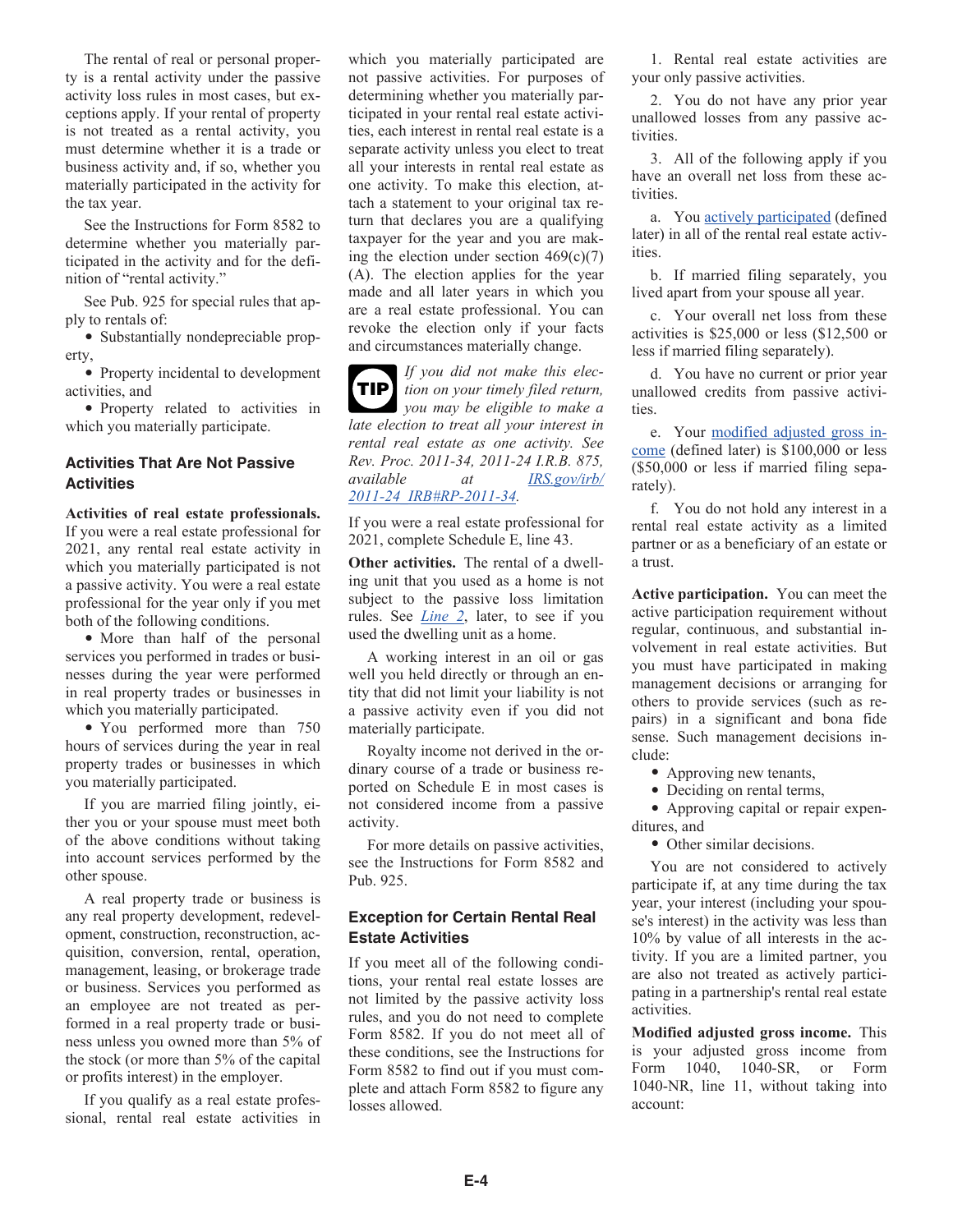The rental of real or personal property is a rental activity under the passive activity loss rules in most cases, but exceptions apply. If your rental of property is not treated as a rental activity, you must determine whether it is a trade or business activity and, if so, whether you materially participated in the activity for the tax year.

See the Instructions for Form 8582 to determine whether you materially participated in the activity and for the definition of "rental activity."

See Pub. 925 for special rules that apply to rentals of:

- Substantially nondepreciable property,
- Property incidental to development activities, and
- Property related to activities in which you materially participate.

### Activities That Are Not Passive Activities

**Activities of real estate professionals.** If you were a real estate professional for 2021, any rental real estate activity in which you materially participated is not a passive activity. You were a real estate professional for the year only if you met both of the following conditions.

- More than half of the personal services you performed in trades or businesses during the year were performed in real property trades or businesses in which you materially participated.
- You performed more than 750 hours of services during the year in real property trades or businesses in which you materially participated.

If you are married filing jointly, either you or your spouse must meet both of the above conditions without taking into account services performed by the other spouse.

A real property trade or business is any real property development, redevelopment, construction, reconstruction, acquisition, conversion, rental, operation, management, leasing, or brokerage trade or business. Services you performed as an employee are not treated as performed in a real property trade or business unless you owned more than 5% of the stock (or more than 5% of the capital or profits interest) in the employer.

If you qualify as a real estate professional, rental real estate activities in which you materially participated are not passive activities. For purposes of determining whether you materially participated in your rental real estate activities, each interest in rental real estate is a separate activity unless you elect to treat all your interests in rental real estate as one activity. To make this election, attach a statement to your original tax return that declares you are a qualifying taxpayer for the year and you are making the election under section 469(c)(7)(A). The election applies for the year made and all later years in which you are a real estate professional. You can revoke the election only if your facts and circumstances materially change.

**TIP** *If you did not make this election on your timely filed return, you may be eligible to make a late election to treat all your interest in rental real estate as one activity. See Rev. Proc. 2011-34, 2011-24 I.R.B. 875, available at IRS.gov/irb/2011-24_IRB#RP-2011-34.*

If you were a real estate professional for 2021, complete Schedule E, line 43.

**Other activities.** The rental of a dwelling unit that you used as a home is not subject to the passive loss limitation rules. See *Line 2*, later, to see if you used the dwelling unit as a home.

A working interest in an oil or gas well you held directly or through an entity that did not limit your liability is not a passive activity even if you did not materially participate.

Royalty income not derived in the ordinary course of a trade or business reported on Schedule E in most cases is not considered income from a passive activity.

For more details on passive activities, see the Instructions for Form 8582 and Pub. 925.

### Exception for Certain Rental Real Estate Activities

If you meet all of the following conditions, your rental real estate losses are not limited by the passive activity loss rules, and you do not need to complete Form 8582. If you do not meet all of these conditions, see the Instructions for Form 8582 to find out if you must complete and attach Form 8582 to figure any losses allowed.

1. Rental real estate activities are your only passive activities.

2. You do not have any prior year unallowed losses from any passive activities.

3. All of the following apply if you have an overall net loss from these activities.

a. You actively participated (defined later) in all of the rental real estate activities.

b. If married filing separately, you lived apart from your spouse all year.

c. Your overall net loss from these activities is $25,000 or less ($12,500 or less if married filing separately).

d. You have no current or prior year unallowed credits from passive activities.

e. Your modified adjusted gross income (defined later) is $100,000 or less ($50,000 or less if married filing separately).

f. You do not hold any interest in a rental real estate activity as a limited partner or as a beneficiary of an estate or a trust.

**Active participation.** You can meet the active participation requirement without regular, continuous, and substantial involvement in real estate activities. But you must have participated in making management decisions or arranging for others to provide services (such as repairs) in a significant and bona fide sense. Such management decisions include:

- Approving new tenants,
- Deciding on rental terms,
- Approving capital or repair expenditures, and
- Other similar decisions.

You are not considered to actively participate if, at any time during the tax year, your interest (including your spouse's interest) in the activity was less than 10% by value of all interests in the activity. If you are a limited partner, you are also not treated as actively participating in a partnership's rental real estate activities.

**Modified adjusted gross income.** This is your adjusted gross income from Form 1040, 1040-SR, or Form 1040-NR, line 11, without taking into account: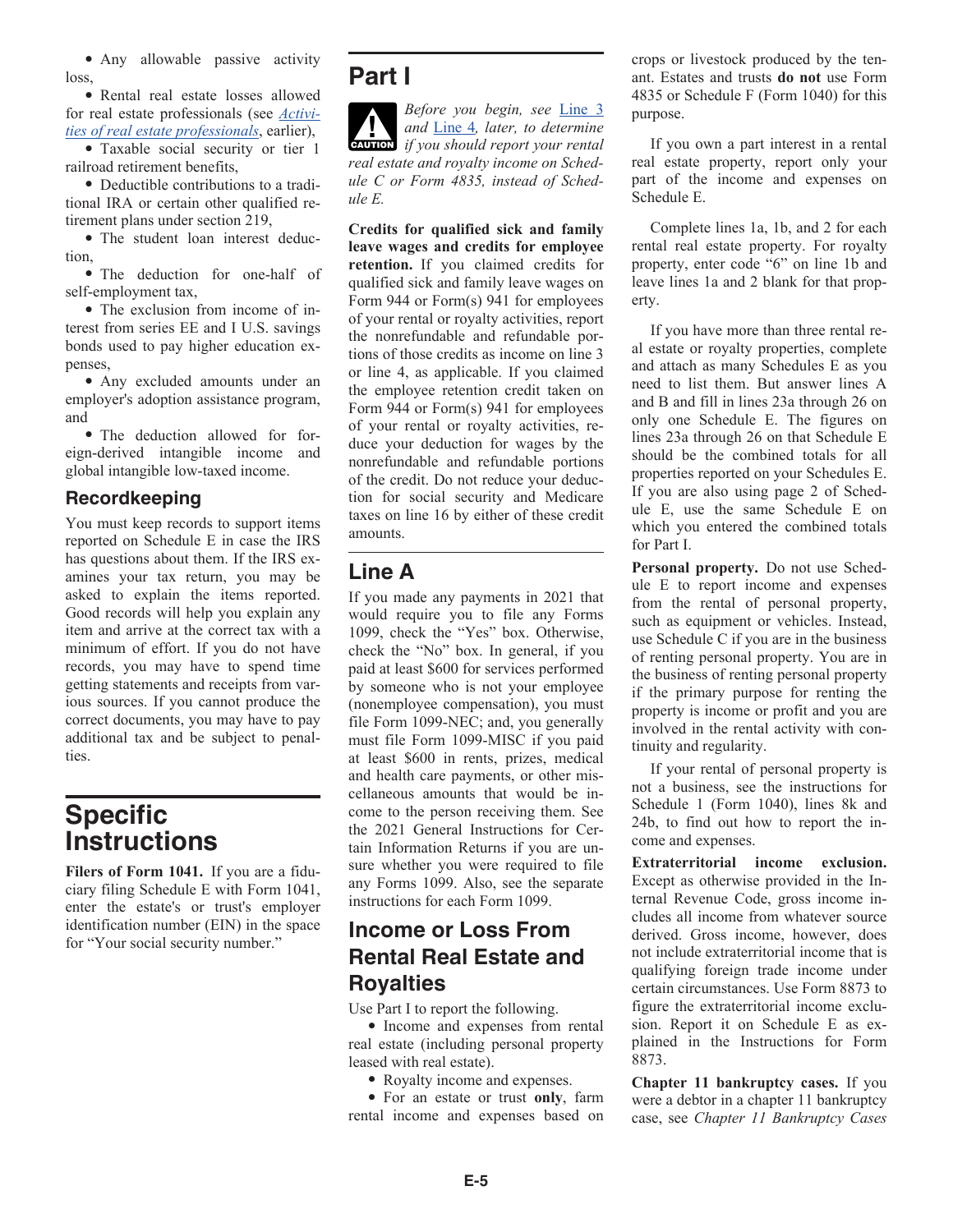- Any allowable passive activity loss,
- Rental real estate losses allowed for real estate professionals (see *Activities of real estate professionals*, earlier),
- Taxable social security or tier 1 railroad retirement benefits,
- Deductible contributions to a traditional IRA or certain other qualified retirement plans under section 219,
- The student loan interest deduction,
- The deduction for one-half of self-employment tax,
- The exclusion from income of interest from series EE and I U.S. savings bonds used to pay higher education expenses,
- Any excluded amounts under an employer's adoption assistance program, and
- The deduction allowed for foreign-derived intangible income and global intangible low-taxed income.

### Recordkeeping

You must keep records to support items reported on Schedule E in case the IRS has questions about them. If the IRS examines your tax return, you may be asked to explain the items reported. Good records will help you explain any item and arrive at the correct tax with a minimum of effort. If you do not have records, you may have to spend time getting statements and receipts from various sources. If you cannot produce the correct documents, you may have to pay additional tax and be subject to penalties.

# Specific Instructions

**Filers of Form 1041.** If you are a fiduciary filing Schedule E with Form 1041, enter the estate's or trust's employer identification number (EIN) in the space for "Your social security number."

## Part I

**CAUTION** *Before you begin, see Line 3 and Line 4, later, to determine if you should report your rental real estate and royalty income on Schedule C or Form 4835, instead of Schedule E.*

**Credits for qualified sick and family leave wages and credits for employee retention.** If you claimed credits for qualified sick and family leave wages on Form 944 or Form(s) 941 for employees of your rental or royalty activities, report the nonrefundable and refundable portions of those credits as income on line 3 or line 4, as applicable. If you claimed the employee retention credit taken on Form 944 or Form(s) 941 for employees of your rental or royalty activities, reduce your deduction for wages by the nonrefundable and refundable portions of the credit. Do not reduce your deduction for social security and Medicare taxes on line 16 by either of these credit amounts.

## Line A

If you made any payments in 2021 that would require you to file any Forms 1099, check the "Yes" box. Otherwise, check the "No" box. In general, if you paid at least $600 for services performed by someone who is not your employee (nonemployee compensation), you must file Form 1099-NEC; and, you generally must file Form 1099-MISC if you paid at least $600 in rents, prizes, medical and health care payments, or other miscellaneous amounts that would be income to the person receiving them. See the 2021 General Instructions for Certain Information Returns if you are unsure whether you were required to file any Forms 1099. Also, see the separate instructions for each Form 1099.

## Income or Loss From Rental Real Estate and Royalties

Use Part I to report the following.

- Income and expenses from rental real estate (including personal property leased with real estate).
- Royalty income and expenses.
- For an estate or trust **only**, farm rental income and expenses based on crops or livestock produced by the tenant. Estates and trusts **do not** use Form 4835 or Schedule F (Form 1040) for this purpose.

If you own a part interest in a rental real estate property, report only your part of the income and expenses on Schedule E.

Complete lines 1a, 1b, and 2 for each rental real estate property. For royalty property, enter code "6" on line 1b and leave lines 1a and 2 blank for that property.

If you have more than three rental real estate or royalty properties, complete and attach as many Schedules E as you need to list them. But answer lines A and B and fill in lines 23a through 26 on only one Schedule E. The figures on lines 23a through 26 on that Schedule E should be the combined totals for all properties reported on your Schedules E. If you are also using page 2 of Schedule E, use the same Schedule E on which you entered the combined totals for Part I.

**Personal property.** Do not use Schedule E to report income and expenses from the rental of personal property, such as equipment or vehicles. Instead, use Schedule C if you are in the business of renting personal property. You are in the business of renting personal property if the primary purpose for renting the property is income or profit and you are involved in the rental activity with continuity and regularity.

If your rental of personal property is not a business, see the instructions for Schedule 1 (Form 1040), lines 8k and 24b, to find out how to report the income and expenses.

**Extraterritorial income exclusion.** Except as otherwise provided in the Internal Revenue Code, gross income includes all income from whatever source derived. Gross income, however, does not include extraterritorial income that is qualifying foreign trade income under certain circumstances. Use Form 8873 to figure the extraterritorial income exclusion. Report it on Schedule E as explained in the Instructions for Form 8873.

**Chapter 11 bankruptcy cases.** If you were a debtor in a chapter 11 bankruptcy case, see *Chapter 11 Bankruptcy Cases*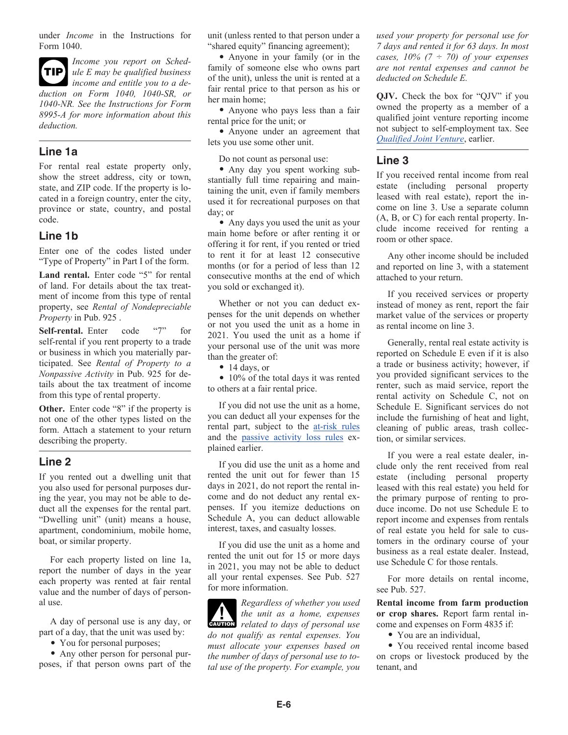under *Income* in the Instructions for Form 1040.

**TIP** *Income you report on Schedule E may be qualified business income and entitle you to a deduction on Form 1040, 1040-SR, or 1040-NR. See the Instructions for Form 8995-A for more information about this deduction.*

## Line 1a

For rental real estate property only, show the street address, city or town, state, and ZIP code. If the property is located in a foreign country, enter the city, province or state, country, and postal code.

## Line 1b

Enter one of the codes listed under "Type of Property" in Part I of the form.

**Land rental.** Enter code "5" for rental of land. For details about the tax treatment of income from this type of rental property, see *Rental of Nondepreciable Property* in Pub. 925 .

**Self-rental.** Enter code "7" for self-rental if you rent property to a trade or business in which you materially participated. See *Rental of Property to a Nonpassive Activity* in Pub. 925 for details about the tax treatment of income from this type of rental property.

**Other.** Enter code "8" if the property is not one of the other types listed on the form. Attach a statement to your return describing the property.

## Line 2

If you rented out a dwelling unit that you also used for personal purposes during the year, you may not be able to deduct all the expenses for the rental part. "Dwelling unit" (unit) means a house, apartment, condominium, mobile home, boat, or similar property.

For each property listed on line 1a, report the number of days in the year each property was rented at fair rental value and the number of days of personal use.

A day of personal use is any day, or part of a day, that the unit was used by:

- You for personal purposes;
- Any other person for personal purposes, if that person owns part of the unit (unless rented to that person under a "shared equity" financing agreement);
- Anyone in your family (or in the family of someone else who owns part of the unit), unless the unit is rented at a fair rental price to that person as his or her main home;
- Anyone who pays less than a fair rental price for the unit; or
- Anyone under an agreement that lets you use some other unit.

Do not count as personal use:

- Any day you spent working substantially full time repairing and maintaining the unit, even if family members used it for recreational purposes on that day; or
- Any days you used the unit as your main home before or after renting it or offering it for rent, if you rented or tried to rent it for at least 12 consecutive months (or for a period of less than 12 consecutive months at the end of which you sold or exchanged it).

Whether or not you can deduct expenses for the unit depends on whether or not you used the unit as a home in 2021. You used the unit as a home if your personal use of the unit was more than the greater of:

- 14 days, or
- 10% of the total days it was rented to others at a fair rental price.

If you did not use the unit as a home, you can deduct all your expenses for the rental part, subject to the at-risk rules and the passive activity loss rules explained earlier.

If you did use the unit as a home and rented the unit out for fewer than 15 days in 2021, do not report the rental income and do not deduct any rental expenses. If you itemize deductions on Schedule A, you can deduct allowable interest, taxes, and casualty losses.

If you did use the unit as a home and rented the unit out for 15 or more days in 2021, you may not be able to deduct all your rental expenses. See Pub. 527 for more information.

**CAUTION** *Regardless of whether you used the unit as a home, expenses related to days of personal use do not qualify as rental expenses. You must allocate your expenses based on the number of days of personal use to total use of the property. For example, you used your property for personal use for 7 days and rented it for 63 days. In most cases, 10% (7 ÷ 70) of your expenses are not rental expenses and cannot be deducted on Schedule E.*

**QJV.** Check the box for "QJV" if you owned the property as a member of a qualified joint venture reporting income not subject to self-employment tax. See *Qualified Joint Venture*, earlier.

## Line 3

If you received rental income from real estate (including personal property leased with real estate), report the income on line 3. Use a separate column (A, B, or C) for each rental property. Include income received for renting a room or other space.

Any other income should be included and reported on line 3, with a statement attached to your return.

If you received services or property instead of money as rent, report the fair market value of the services or property as rental income on line 3.

Generally, rental real estate activity is reported on Schedule E even if it is also a trade or business activity; however, if you provided significant services to the renter, such as maid service, report the rental activity on Schedule C, not on Schedule E. Significant services do not include the furnishing of heat and light, cleaning of public areas, trash collection, or similar services.

If you were a real estate dealer, include only the rent received from real estate (including personal property leased with this real estate) you held for the primary purpose of renting to produce income. Do not use Schedule E to report income and expenses from rentals of real estate you held for sale to customers in the ordinary course of your business as a real estate dealer. Instead, use Schedule C for those rentals.

For more details on rental income, see Pub. 527.

**Rental income from farm production or crop shares.** Report farm rental income and expenses on Form 4835 if:

- You are an individual,
- You received rental income based on crops or livestock produced by the tenant, and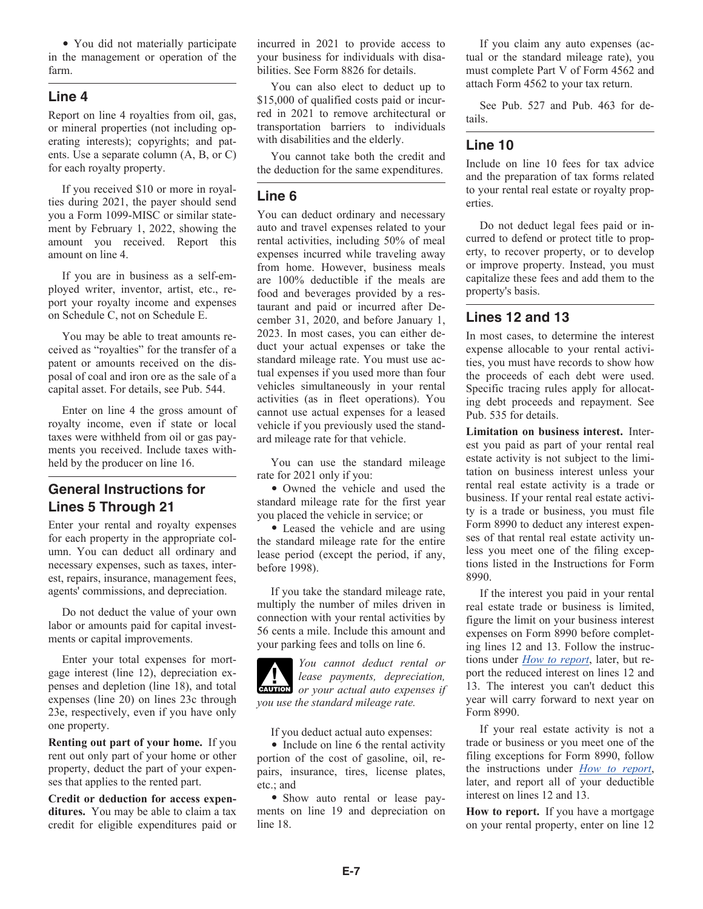- You did not materially participate in the management or operation of the farm.

## Line 4

Report on line 4 royalties from oil, gas, or mineral properties (not including operating interests); copyrights; and patents. Use a separate column (A, B, or C) for each royalty property.

If you received $10 or more in royalties during 2021, the payer should send you a Form 1099-MISC or similar statement by February 1, 2022, showing the amount you received. Report this amount on line 4.

If you are in business as a self-employed writer, inventor, artist, etc., report your royalty income and expenses on Schedule C, not on Schedule E.

You may be able to treat amounts received as "royalties" for the transfer of a patent or amounts received on the disposal of coal and iron ore as the sale of a capital asset. For details, see Pub. 544.

Enter on line 4 the gross amount of royalty income, even if state or local taxes were withheld from oil or gas payments you received. Include taxes withheld by the producer on line 16.

## General Instructions for Lines 5 Through 21

Enter your rental and royalty expenses for each property in the appropriate column. You can deduct all ordinary and necessary expenses, such as taxes, interest, repairs, insurance, management fees, agents' commissions, and depreciation.

Do not deduct the value of your own labor or amounts paid for capital investments or capital improvements.

Enter your total expenses for mortgage interest (line 12), depreciation expenses and depletion (line 18), and total expenses (line 20) on lines 23c through 23e, respectively, even if you have only one property.

**Renting out part of your home.** If you rent out only part of your home or other property, deduct the part of your expenses that applies to the rented part.

**Credit or deduction for access expenditures.** You may be able to claim a tax credit for eligible expenditures paid or incurred in 2021 to provide access to your business for individuals with disabilities. See Form 8826 for details.

You can also elect to deduct up to $15,000 of qualified costs paid or incurred in 2021 to remove architectural or transportation barriers to individuals with disabilities and the elderly.

You cannot take both the credit and the deduction for the same expenditures.

## Line 6

You can deduct ordinary and necessary auto and travel expenses related to your rental activities, including 50% of meal expenses incurred while traveling away from home. However, business meals are 100% deductible if the meals are food and beverages provided by a restaurant and paid or incurred after December 31, 2020, and before January 1, 2023. In most cases, you can either deduct your actual expenses or take the standard mileage rate. You must use actual expenses if you used more than four vehicles simultaneously in your rental activities (as in fleet operations). You cannot use actual expenses for a leased vehicle if you previously used the standard mileage rate for that vehicle.

You can use the standard mileage rate for 2021 only if you:

- Owned the vehicle and used the standard mileage rate for the first year you placed the vehicle in service; or
- Leased the vehicle and are using the standard mileage rate for the entire lease period (except the period, if any, before 1998).

If you take the standard mileage rate, multiply the number of miles driven in connection with your rental activities by 56 cents a mile. Include this amount and your parking fees and tolls on line 6.

**CAUTION** *You cannot deduct rental or lease payments, depreciation, or your actual auto expenses if you use the standard mileage rate.*

If you deduct actual auto expenses:

- Include on line 6 the rental activity portion of the cost of gasoline, oil, repairs, insurance, tires, license plates, etc.; and
- Show auto rental or lease payments on line 19 and depreciation on line 18.

If you claim any auto expenses (actual or the standard mileage rate), you must complete Part V of Form 4562 and attach Form 4562 to your tax return.

See Pub. 527 and Pub. 463 for details.

## Line 10

Include on line 10 fees for tax advice and the preparation of tax forms related to your rental real estate or royalty properties.

Do not deduct legal fees paid or incurred to defend or protect title to property, to recover property, or to develop or improve property. Instead, you must capitalize these fees and add them to the property's basis.

## Lines 12 and 13

In most cases, to determine the interest expense allocable to your rental activities, you must have records to show how the proceeds of each debt were used. Specific tracing rules apply for allocating debt proceeds and repayment. See Pub. 535 for details.

**Limitation on business interest.** Interest you paid as part of your rental real estate activity is not subject to the limitation on business interest unless your rental real estate activity is a trade or business. If your rental real estate activity is a trade or business, you must file Form 8990 to deduct any interest expenses of that rental real estate activity unless you meet one of the filing exceptions listed in the Instructions for Form 8990.

If the interest you paid in your rental real estate trade or business is limited, figure the limit on your business interest expenses on Form 8990 before completing lines 12 and 13. Follow the instructions under *How to report*, later, but report the reduced interest on lines 12 and 13. The interest you can't deduct this year will carry forward to next year on Form 8990.

If your real estate activity is not a trade or business or you meet one of the filing exceptions for Form 8990, follow the instructions under *How to report*, later, and report all of your deductible interest on lines 12 and 13.

**How to report.** If you have a mortgage on your rental property, enter on line 12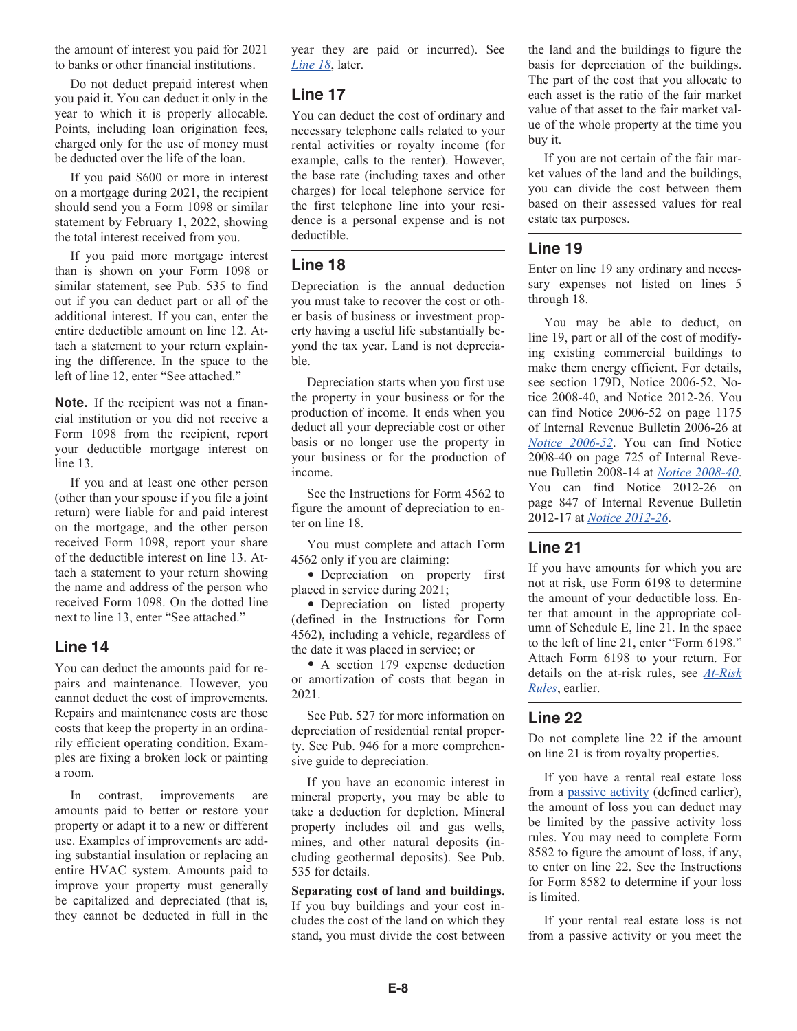the amount of interest you paid for 2021 to banks or other financial institutions.

Do not deduct prepaid interest when you paid it. You can deduct it only in the year to which it is properly allocable. Points, including loan origination fees, charged only for the use of money must be deducted over the life of the loan.

If you paid $600 or more in interest on a mortgage during 2021, the recipient should send you a Form 1098 or similar statement by February 1, 2022, showing the total interest received from you.

If you paid more mortgage interest than is shown on your Form 1098 or similar statement, see Pub. 535 to find out if you can deduct part or all of the additional interest. If you can, enter the entire deductible amount on line 12. Attach a statement to your return explaining the difference. In the space to the left of line 12, enter "See attached."

**Note.** If the recipient was not a financial institution or you did not receive a Form 1098 from the recipient, report your deductible mortgage interest on line 13.

If you and at least one other person (other than your spouse if you file a joint return) were liable for and paid interest on the mortgage, and the other person received Form 1098, report your share of the deductible interest on line 13. Attach a statement to your return showing the name and address of the person who received Form 1098. On the dotted line next to line 13, enter "See attached."

## Line 14

You can deduct the amounts paid for repairs and maintenance. However, you cannot deduct the cost of improvements. Repairs and maintenance costs are those costs that keep the property in an ordinarily efficient operating condition. Examples are fixing a broken lock or painting a room.

In contrast, improvements are amounts paid to better or restore your property or adapt it to a new or different use. Examples of improvements are adding substantial insulation or replacing an entire HVAC system. Amounts paid to improve your property must generally be capitalized and depreciated (that is, they cannot be deducted in full in the year they are paid or incurred). See *Line 18*, later.

## Line 17

You can deduct the cost of ordinary and necessary telephone calls related to your rental activities or royalty income (for example, calls to the renter). However, the base rate (including taxes and other charges) for local telephone service for the first telephone line into your residence is a personal expense and is not deductible.

## Line 18

Depreciation is the annual deduction you must take to recover the cost or other basis of business or investment property having a useful life substantially beyond the tax year. Land is not depreciable.

Depreciation starts when you first use the property in your business or for the production of income. It ends when you deduct all your depreciable cost or other basis or no longer use the property in your business or for the production of income.

See the Instructions for Form 4562 to figure the amount of depreciation to enter on line 18.

You must complete and attach Form 4562 only if you are claiming:

- Depreciation on property first placed in service during 2021;
- Depreciation on listed property (defined in the Instructions for Form 4562), including a vehicle, regardless of the date it was placed in service; or
- A section 179 expense deduction or amortization of costs that began in 2021.

See Pub. 527 for more information on depreciation of residential rental property. See Pub. 946 for a more comprehensive guide to depreciation.

If you have an economic interest in mineral property, you may be able to take a deduction for depletion. Mineral property includes oil and gas wells, mines, and other natural deposits (including geothermal deposits). See Pub. 535 for details.

**Separating cost of land and buildings.** If you buy buildings and your cost includes the cost of the land on which they stand, you must divide the cost between the land and the buildings to figure the basis for depreciation of the buildings. The part of the cost that you allocate to each asset is the ratio of the fair market value of that asset to the fair market value of the whole property at the time you buy it.

If you are not certain of the fair market values of the land and the buildings, you can divide the cost between them based on their assessed values for real estate tax purposes.

## Line 19

Enter on line 19 any ordinary and necessary expenses not listed on lines 5 through 18.

You may be able to deduct, on line 19, part or all of the cost of modifying existing commercial buildings to make them energy efficient. For details, see section 179D, Notice 2006-52, Notice 2008-40, and Notice 2012-26. You can find Notice 2006-52 on page 1175 of Internal Revenue Bulletin 2006-26 at *Notice 2006-52*. You can find Notice 2008-40 on page 725 of Internal Revenue Bulletin 2008-14 at *Notice 2008-40*. You can find Notice 2012-26 on page 847 of Internal Revenue Bulletin 2012-17 at *Notice 2012-26*.

## Line 21

If you have amounts for which you are not at risk, use Form 6198 to determine the amount of your deductible loss. Enter that amount in the appropriate column of Schedule E, line 21. In the space to the left of line 21, enter "Form 6198." Attach Form 6198 to your return. For details on the at-risk rules, see *At-Risk Rules*, earlier.

## Line 22

Do not complete line 22 if the amount on line 21 is from royalty properties.

If you have a rental real estate loss from a passive activity (defined earlier), the amount of loss you can deduct may be limited by the passive activity loss rules. You may need to complete Form 8582 to figure the amount of loss, if any, to enter on line 22. See the Instructions for Form 8582 to determine if your loss is limited.

If your rental real estate loss is not from a passive activity or you meet the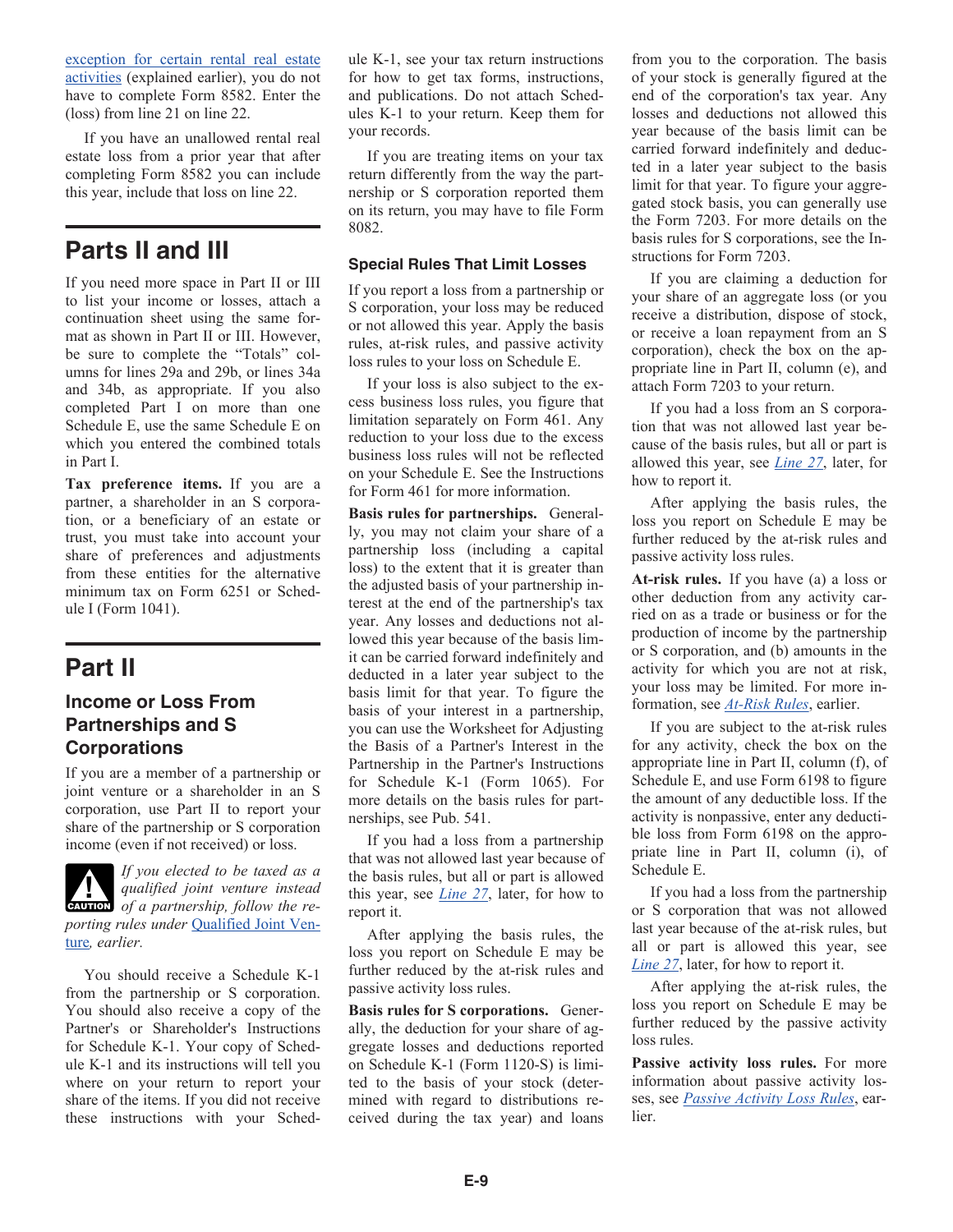exception for certain rental real estate activities (explained earlier), you do not have to complete Form 8582. Enter the (loss) from line 21 on line 22.

If you have an unallowed rental real estate loss from a prior year that after completing Form 8582 you can include this year, include that loss on line 22.

## Parts II and III

If you need more space in Part II or III to list your income or losses, attach a continuation sheet using the same format as shown in Part II or III. However, be sure to complete the "Totals" columns for lines 29a and 29b, or lines 34a and 34b, as appropriate. If you also completed Part I on more than one Schedule E, use the same Schedule E on which you entered the combined totals in Part I.

**Tax preference items.** If you are a partner, a shareholder in an S corporation, or a beneficiary of an estate or trust, you must take into account your share of preferences and adjustments from these entities for the alternative minimum tax on Form 6251 or Schedule I (Form 1041).

## Part II

### Income or Loss From Partnerships and S Corporations

If you are a member of a partnership or joint venture or a shareholder in an S corporation, use Part II to report your share of the partnership or S corporation income (even if not received) or loss.

**CAUTION:** *If you elected to be taxed as a qualified joint venture instead of a partnership, follow the reporting rules under Qualified Joint Venture, earlier.*

You should receive a Schedule K-1 from the partnership or S corporation. You should also receive a copy of the Partner's or Shareholder's Instructions for Schedule K-1. Your copy of Schedule K-1 and its instructions will tell you where on your return to report your share of the items. If you did not receive these instructions with your Schedule K-1, see your tax return instructions for how to get tax forms, instructions, and publications. Do not attach Schedules K-1 to your return. Keep them for your records.

If you are treating items on your tax return differently from the way the partnership or S corporation reported them on its return, you may have to file Form 8082.

### Special Rules That Limit Losses

If you report a loss from a partnership or S corporation, your loss may be reduced or not allowed this year. Apply the basis rules, at-risk rules, and passive activity loss rules to your loss on Schedule E.

If your loss is also subject to the excess business loss rules, you figure that limitation separately on Form 461. Any reduction to your loss due to the excess business loss rules will not be reflected on your Schedule E. See the Instructions for Form 461 for more information.

**Basis rules for partnerships.** Generally, you may not claim your share of a partnership loss (including a capital loss) to the extent that it is greater than the adjusted basis of your partnership interest at the end of the partnership's tax year. Any losses and deductions not allowed this year because of the basis limit can be carried forward indefinitely and deducted in a later year subject to the basis limit for that year. To figure the basis of your interest in a partnership, you can use the Worksheet for Adjusting the Basis of a Partner's Interest in the Partnership in the Partner's Instructions for Schedule K-1 (Form 1065). For more details on the basis rules for partnerships, see Pub. 541.

If you had a loss from a partnership that was not allowed last year because of the basis rules, but all or part is allowed this year, see *Line 27*, later, for how to report it.

After applying the basis rules, the loss you report on Schedule E may be further reduced by the at-risk rules and passive activity loss rules.

**Basis rules for S corporations.** Generally, the deduction for your share of aggregate losses and deductions reported on Schedule K-1 (Form 1120-S) is limited to the basis of your stock (determined with regard to distributions received during the tax year) and loans from you to the corporation. The basis of your stock is generally figured at the end of the corporation's tax year. Any losses and deductions not allowed this year because of the basis limit can be carried forward indefinitely and deducted in a later year subject to the basis limit for that year. To figure your aggregated stock basis, you can generally use the Form 7203. For more details on the basis rules for S corporations, see the Instructions for Form 7203.

If you are claiming a deduction for your share of an aggregate loss (or you receive a distribution, dispose of stock, or receive a loan repayment from an S corporation), check the box on the appropriate line in Part II, column (e), and attach Form 7203 to your return.

If you had a loss from an S corporation that was not allowed last year because of the basis rules, but all or part is allowed this year, see *Line 27*, later, for how to report it.

After applying the basis rules, the loss you report on Schedule E may be further reduced by the at-risk rules and passive activity loss rules.

**At-risk rules.** If you have (a) a loss or other deduction from any activity carried on as a trade or business or for the production of income by the partnership or S corporation, and (b) amounts in the activity for which you are not at risk, your loss may be limited. For more information, see *At-Risk Rules*, earlier.

If you are subject to the at-risk rules for any activity, check the box on the appropriate line in Part II, column (f), of Schedule E, and use Form 6198 to figure the amount of any deductible loss. If the activity is nonpassive, enter any deductible loss from Form 6198 on the appropriate line in Part II, column (i), of Schedule E.

If you had a loss from the partnership or S corporation that was not allowed last year because of the at-risk rules, but all or part is allowed this year, see *Line 27*, later, for how to report it.

After applying the at-risk rules, the loss you report on Schedule E may be further reduced by the passive activity loss rules.

**Passive activity loss rules.** For more information about passive activity losses, see *Passive Activity Loss Rules*, earlier.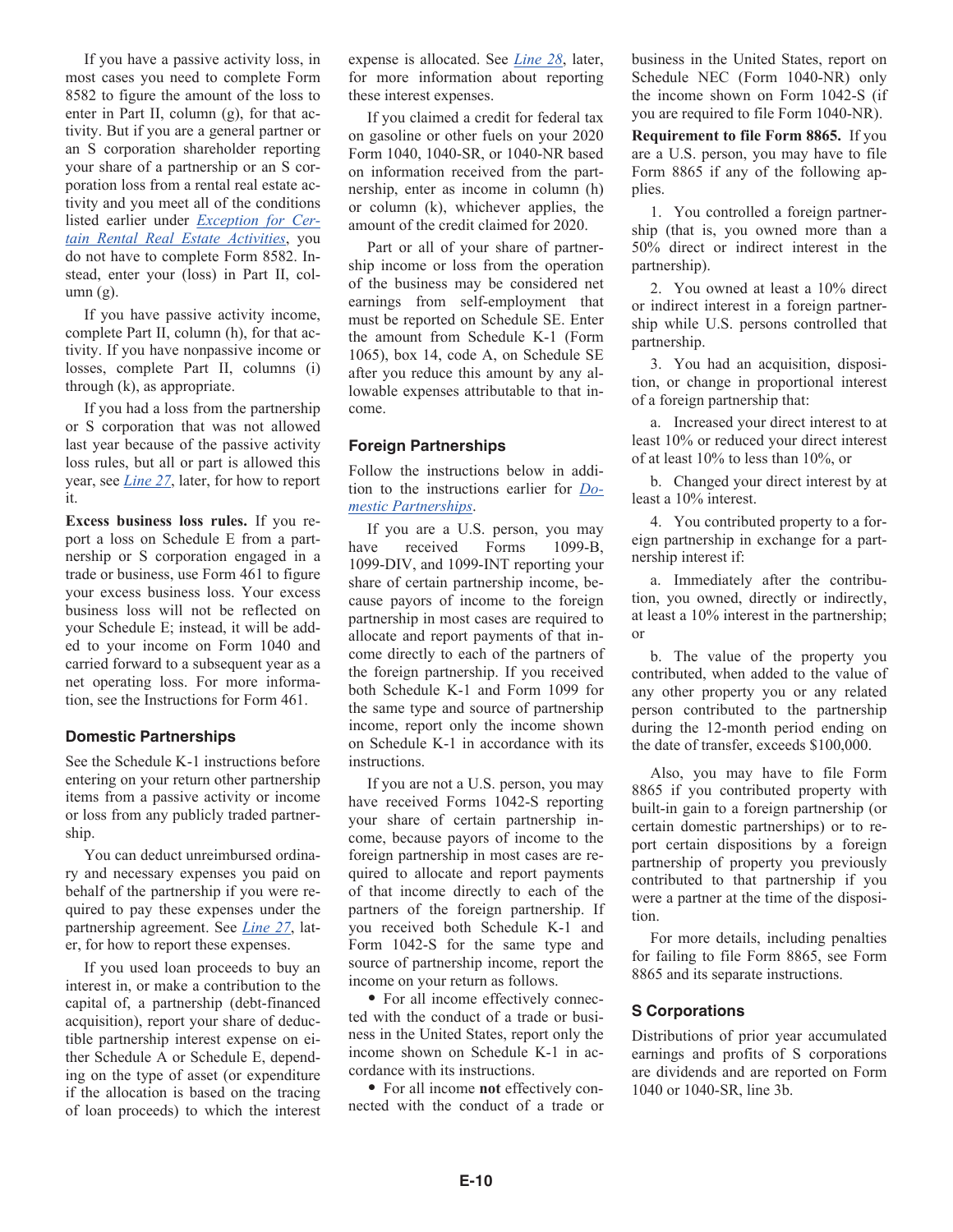If you have a passive activity loss, in most cases you need to complete Form 8582 to figure the amount of the loss to enter in Part II, column (g), for that activity. But if you are a general partner or an S corporation shareholder reporting your share of a partnership or an S corporation loss from a rental real estate activity and you meet all of the conditions listed earlier under *Exception for Certain Rental Real Estate Activities*, you do not have to complete Form 8582. Instead, enter your (loss) in Part II, column (g).

If you have passive activity income, complete Part II, column (h), for that activity. If you have nonpassive income or losses, complete Part II, columns (i) through (k), as appropriate.

If you had a loss from the partnership or S corporation that was not allowed last year because of the passive activity loss rules, but all or part is allowed this year, see *Line 27*, later, for how to report it.

**Excess business loss rules.** If you report a loss on Schedule E from a partnership or S corporation engaged in a trade or business, use Form 461 to figure your excess business loss. Your excess business loss will not be reflected on your Schedule E; instead, it will be added to your income on Form 1040 and carried forward to a subsequent year as a net operating loss. For more information, see the Instructions for Form 461.

### Domestic Partnerships

See the Schedule K-1 instructions before entering on your return other partnership items from a passive activity or income or loss from any publicly traded partnership.

You can deduct unreimbursed ordinary and necessary expenses you paid on behalf of the partnership if you were required to pay these expenses under the partnership agreement. See *Line 27*, later, for how to report these expenses.

If you used loan proceeds to buy an interest in, or make a contribution to the capital of, a partnership (debt-financed acquisition), report your share of deductible partnership interest expense on either Schedule A or Schedule E, depending on the type of asset (or expenditure if the allocation is based on the tracing of loan proceeds) to which the interest expense is allocated. See *Line 28*, later, for more information about reporting these interest expenses.

If you claimed a credit for federal tax on gasoline or other fuels on your 2020 Form 1040, 1040-SR, or 1040-NR based on information received from the partnership, enter as income in column (h) or column (k), whichever applies, the amount of the credit claimed for 2020.

Part or all of your share of partnership income or loss from the operation of the business may be considered net earnings from self-employment that must be reported on Schedule SE. Enter the amount from Schedule K-1 (Form 1065), box 14, code A, on Schedule SE after you reduce this amount by any allowable expenses attributable to that income.

### Foreign Partnerships

Follow the instructions below in addition to the instructions earlier for *Domestic Partnerships*.

If you are a U.S. person, you may have received Forms 1099-B, 1099-DIV, and 1099-INT reporting your share of certain partnership income, because payors of income to the foreign partnership in most cases are required to allocate and report payments of that income directly to each of the partners of the foreign partnership. If you received both Schedule K-1 and Form 1099 for the same type and source of partnership income, report only the income shown on Schedule K-1 in accordance with its instructions.

If you are not a U.S. person, you may have received Forms 1042-S reporting your share of certain partnership income, because payors of income to the foreign partnership in most cases are required to allocate and report payments of that income directly to each of the partners of the foreign partnership. If you received both Schedule K-1 and Form 1042-S for the same type and source of partnership income, report the income on your return as follows.

- For all income effectively connected with the conduct of a trade or business in the United States, report only the income shown on Schedule K-1 in accordance with its instructions.
- For all income **not** effectively connected with the conduct of a trade or business in the United States, report on Schedule NEC (Form 1040-NR) only the income shown on Form 1042-S (if you are required to file Form 1040-NR).

**Requirement to file Form 8865.** If you are a U.S. person, you may have to file Form 8865 if any of the following applies.

1. You controlled a foreign partnership (that is, you owned more than a 50% direct or indirect interest in the partnership).

2. You owned at least a 10% direct or indirect interest in a foreign partnership while U.S. persons controlled that partnership.

3. You had an acquisition, disposition, or change in proportional interest of a foreign partnership that:

   a. Increased your direct interest to at least 10% or reduced your direct interest of at least 10% to less than 10%, or

   b. Changed your direct interest by at least a 10% interest.

4. You contributed property to a foreign partnership in exchange for a partnership interest if:

   a. Immediately after the contribution, you owned, directly or indirectly, at least a 10% interest in the partnership; or

   b. The value of the property you contributed, when added to the value of any other property you or any related person contributed to the partnership during the 12-month period ending on the date of transfer, exceeds $100,000.

Also, you may have to file Form 8865 if you contributed property with built-in gain to a foreign partnership (or certain domestic partnerships) or to report certain dispositions by a foreign partnership of property you previously contributed to that partnership if you were a partner at the time of the disposition.

For more details, including penalties for failing to file Form 8865, see Form 8865 and its separate instructions.

### S Corporations

Distributions of prior year accumulated earnings and profits of S corporations are dividends and are reported on Form 1040 or 1040-SR, line 3b.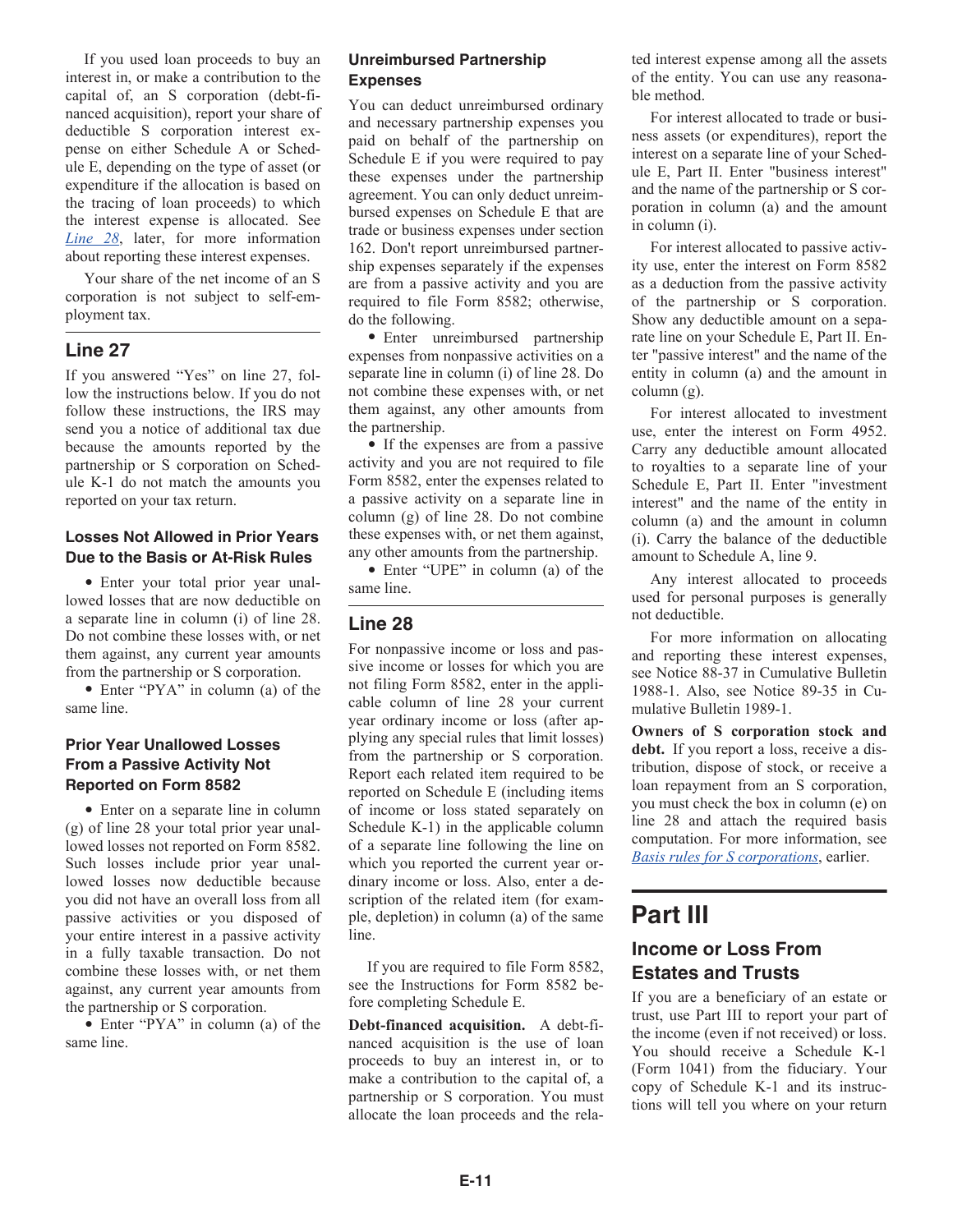If you used loan proceeds to buy an interest in, or make a contribution to the capital of, an S corporation (debt-financed acquisition), report your share of deductible S corporation interest expense on either Schedule A or Schedule E, depending on the type of asset (or expenditure if the allocation is based on the tracing of loan proceeds) to which the interest expense is allocated. See *Line 28*, later, for more information about reporting these interest expenses.

Your share of the net income of an S corporation is not subject to self-employment tax.

## Line 27

If you answered "Yes" on line 27, follow the instructions below. If you do not follow these instructions, the IRS may send you a notice of additional tax due because the amounts reported by the partnership or S corporation on Schedule K-1 do not match the amounts you reported on your tax return.

### Losses Not Allowed in Prior Years Due to the Basis or At-Risk Rules

- Enter your total prior year unallowed losses that are now deductible on a separate line in column (i) of line 28. Do not combine these losses with, or net them against, any current year amounts from the partnership or S corporation.
- Enter "PYA" in column (a) of the same line.

### Prior Year Unallowed Losses From a Passive Activity Not Reported on Form 8582

- Enter on a separate line in column (g) of line 28 your total prior year unallowed losses not reported on Form 8582. Such losses include prior year unallowed losses now deductible because you did not have an overall loss from all passive activities or you disposed of your entire interest in a passive activity in a fully taxable transaction. Do not combine these losses with, or net them against, any current year amounts from the partnership or S corporation.
- Enter "PYA" in column (a) of the same line.

### Unreimbursed Partnership Expenses

You can deduct unreimbursed ordinary and necessary partnership expenses you paid on behalf of the partnership on Schedule E if you were required to pay these expenses under the partnership agreement. You can only deduct unreimbursed expenses on Schedule E that are trade or business expenses under section 162. Don't report unreimbursed partnership expenses separately if the expenses are from a passive activity and you are required to file Form 8582; otherwise, do the following.

- Enter unreimbursed partnership expenses from nonpassive activities on a separate line in column (i) of line 28. Do not combine these expenses with, or net them against, any other amounts from the partnership.
- If the expenses are from a passive activity and you are not required to file Form 8582, enter the expenses related to a passive activity on a separate line in column (g) of line 28. Do not combine these expenses with, or net them against, any other amounts from the partnership.
- Enter "UPE" in column (a) of the same line.

## Line 28

For nonpassive income or loss and passive income or losses for which you are not filing Form 8582, enter in the applicable column of line 28 your current year ordinary income or loss (after applying any special rules that limit losses) from the partnership or S corporation. Report each related item required to be reported on Schedule E (including items of income or loss stated separately on Schedule K-1) in the applicable column of a separate line following the line on which you reported the current year ordinary income or loss. Also, enter a description of the related item (for example, depletion) in column (a) of the same line.

If you are required to file Form 8582, see the Instructions for Form 8582 before completing Schedule E.

**Debt-financed acquisition.** A debt-financed acquisition is the use of loan proceeds to buy an interest in, or to make a contribution to the capital of, a partnership or S corporation. You must allocate the loan proceeds and the related interest expense among all the assets of the entity. You can use any reasonable method.

For interest allocated to trade or business assets (or expenditures), report the interest on a separate line of your Schedule E, Part II. Enter "business interest" and the name of the partnership or S corporation in column (a) and the amount in column (i).

For interest allocated to passive activity use, enter the interest on Form 8582 as a deduction from the passive activity of the partnership or S corporation. Show any deductible amount on a separate line on your Schedule E, Part II. Enter "passive interest" and the name of the entity in column (a) and the amount in column (g).

For interest allocated to investment use, enter the interest on Form 4952. Carry any deductible amount allocated to royalties to a separate line of your Schedule E, Part II. Enter "investment interest" and the name of the entity in column (a) and the amount in column (i). Carry the balance of the deductible amount to Schedule A, line 9.

Any interest allocated to proceeds used for personal purposes is generally not deductible.

For more information on allocating and reporting these interest expenses, see Notice 88-37 in Cumulative Bulletin 1988-1. Also, see Notice 89-35 in Cumulative Bulletin 1989-1.

**Owners of S corporation stock and debt.** If you report a loss, receive a distribution, dispose of stock, or receive a loan repayment from an S corporation, you must check the box in column (e) on line 28 and attach the required basis computation. For more information, see *Basis rules for S corporations*, earlier.

# Part III

## Income or Loss From Estates and Trusts

If you are a beneficiary of an estate or trust, use Part III to report your part of the income (even if not received) or loss. You should receive a Schedule K-1 (Form 1041) from the fiduciary. Your copy of Schedule K-1 and its instructions will tell you where on your return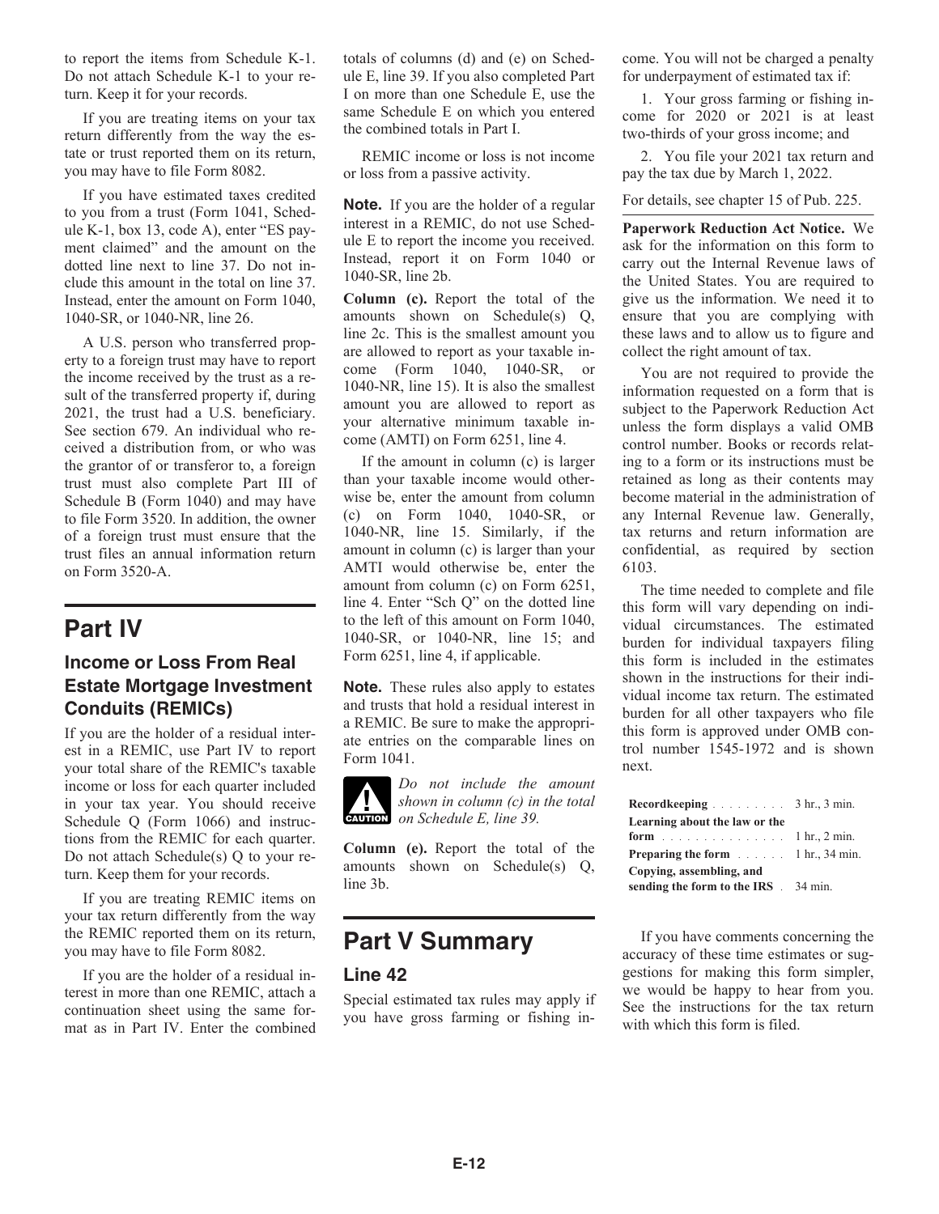to report the items from Schedule K-1. Do not attach Schedule K-1 to your return. Keep it for your records.

If you are treating items on your tax return differently from the way the estate or trust reported them on its return, you may have to file Form 8082.

If you have estimated taxes credited to you from a trust (Form 1041, Schedule K-1, box 13, code A), enter "ES payment claimed" and the amount on the dotted line next to line 37. Do not include this amount in the total on line 37. Instead, enter the amount on Form 1040, 1040-SR, or 1040-NR, line 26.

A U.S. person who transferred property to a foreign trust may have to report the income received by the trust as a result of the transferred property if, during 2021, the trust had a U.S. beneficiary. See section 679. An individual who received a distribution from, or who was the grantor of or transferor to, a foreign trust must also complete Part III of Schedule B (Form 1040) and may have to file Form 3520. In addition, the owner of a foreign trust must ensure that the trust files an annual information return on Form 3520-A.

# Part IV

## Income or Loss From Real Estate Mortgage Investment Conduits (REMICs)

If you are the holder of a residual interest in a REMIC, use Part IV to report your total share of the REMIC's taxable income or loss for each quarter included in your tax year. You should receive Schedule Q (Form 1066) and instructions from the REMIC for each quarter. Do not attach Schedule(s) Q to your return. Keep them for your records.

If you are treating REMIC items on your tax return differently from the way the REMIC reported them on its return, you may have to file Form 8082.

If you are the holder of a residual interest in more than one REMIC, attach a continuation sheet using the same format as in Part IV. Enter the combined totals of columns (d) and (e) on Schedule E, line 39. If you also completed Part I on more than one Schedule E, use the same Schedule E on which you entered the combined totals in Part I.

REMIC income or loss is not income or loss from a passive activity.

**Note.** If you are the holder of a regular interest in a REMIC, do not use Schedule E to report the income you received. Instead, report it on Form 1040 or 1040-SR, line 2b.

**Column (c).** Report the total of the amounts shown on Schedule(s) Q, line 2c. This is the smallest amount you are allowed to report as your taxable income (Form 1040, 1040-SR, or 1040-NR, line 15). It is also the smallest amount you are allowed to report as your alternative minimum taxable income (AMTI) on Form 6251, line 4.

If the amount in column (c) is larger than your taxable income would otherwise be, enter the amount from column (c) on Form 1040, 1040-SR, or 1040-NR, line 15. Similarly, if the amount in column (c) is larger than your AMTI would otherwise be, enter the amount from column (c) on Form 6251, line 4. Enter "Sch Q" on the dotted line to the left of this amount on Form 1040, 1040-SR, or 1040-NR, line 15; and Form 6251, line 4, if applicable.

**Note.** These rules also apply to estates and trusts that hold a residual interest in a REMIC. Be sure to make the appropriate entries on the comparable lines on Form 1041.

**CAUTION** *Do not include the amount shown in column (c) in the total on Schedule E, line 39.*

**Column (e).** Report the total of the amounts shown on Schedule(s) Q, line 3b.

# Part V Summary

## Line 42

Special estimated tax rules may apply if you have gross farming or fishing income. You will not be charged a penalty for underpayment of estimated tax if:

1. Your gross farming or fishing income for 2020 or 2021 is at least two-thirds of your gross income; and
2. You file your 2021 tax return and pay the tax due by March 1, 2022.

For details, see chapter 15 of Pub. 225.

**Paperwork Reduction Act Notice.** We ask for the information on this form to carry out the Internal Revenue laws of the United States. You are required to give us the information. We need it to ensure that you are complying with these laws and to allow us to figure and collect the right amount of tax.

You are not required to provide the information requested on a form that is subject to the Paperwork Reduction Act unless the form displays a valid OMB control number. Books or records relating to a form or its instructions must be retained as long as their contents may become material in the administration of any Internal Revenue law. Generally, tax returns and return information are confidential, as required by section 6103.

The time needed to complete and file this form will vary depending on individual circumstances. The estimated burden for individual taxpayers filing this form is included in the estimates shown in the instructions for their individual income tax return. The estimated burden for all other taxpayers who file this form is approved under OMB control number 1545-1972 and is shown next.

| | |
|---|---|
| **Recordkeeping** | 3 hr., 3 min. |
| **Learning about the law or the form** | 1 hr., 2 min. |
| **Preparing the form** | 1 hr., 34 min. |
| **Copying, assembling, and sending the form to the IRS** | 34 min. |

If you have comments concerning the accuracy of these time estimates or suggestions for making this form simpler, we would be happy to hear from you. See the instructions for the tax return with which this form is filed.